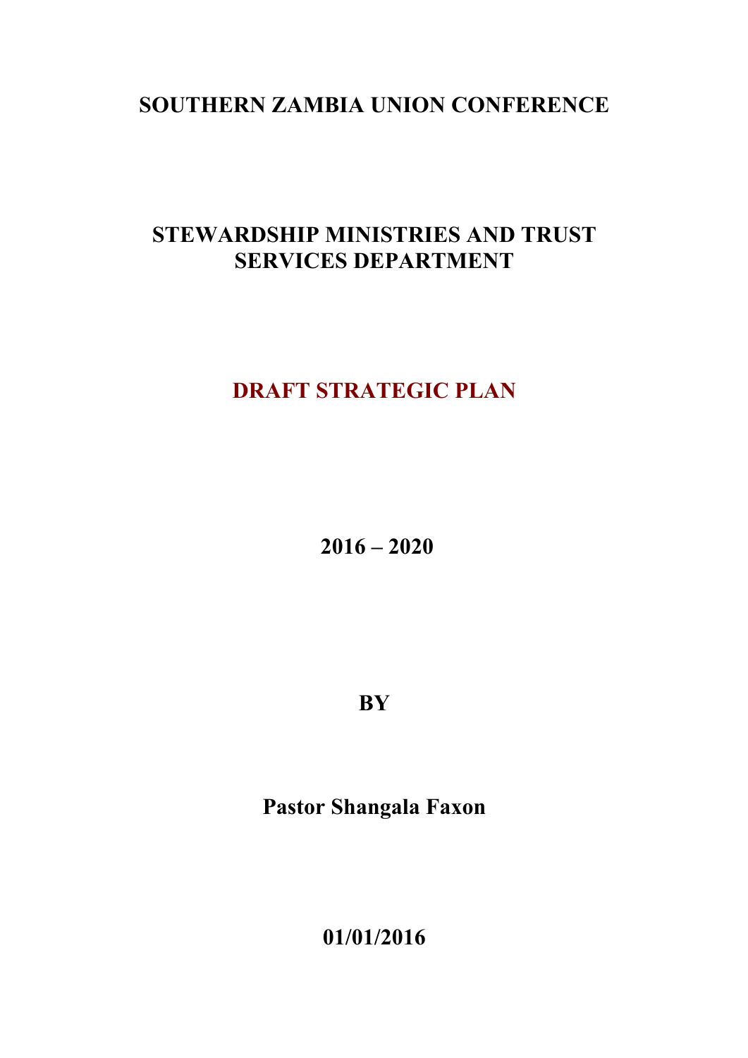# SOUTHERN ZAMBIA UNION CONFERENCE

## STEWARDSHIP MINISTRIES AND TRUST SERVICES DEPARTMENT

## DRAFT STRATEGIC PLAN

**2016 – 2020**

**BY**

**Pastor Shangala Faxon**

**01/01/2016**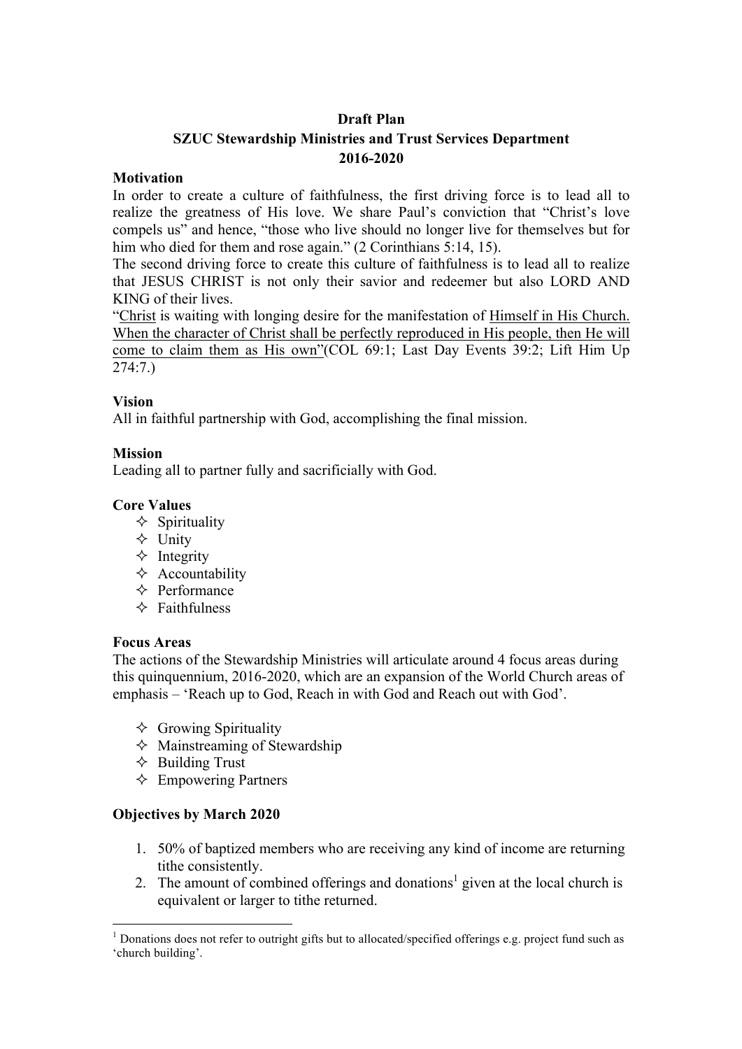**Draft Plan**
**SZUC Stewardship Ministries and Trust Services Department**
**2016-2020**

**Motivation**

In order to create a culture of faithfulness, the first driving force is to lead all to realize the greatness of His love. We share Paul's conviction that "Christ's love compels us" and hence, "those who live should no longer live for themselves but for him who died for them and rose again." (2 Corinthians 5:14, 15).

The second driving force to create this culture of faithfulness is to lead all to realize that JESUS CHRIST is not only their savior and redeemer but also LORD AND KING of their lives.

"<u>Christ</u> is waiting with longing desire for the manifestation of <u>Himself in His Church. When the character of Christ shall be perfectly reproduced in His people, then He will come to claim them as His own</u>"(COL 69:1; Last Day Events 39:2; Lift Him Up 274:7.)

**Vision**

All in faithful partnership with God, accomplishing the final mission.

**Mission**

Leading all to partner fully and sacrificially with God.

**Core Values**

- Spirituality
- Unity
- Integrity
- Accountability
- Performance
- Faithfulness

**Focus Areas**

The actions of the Stewardship Ministries will articulate around 4 focus areas during this quinquennium, 2016-2020, which are an expansion of the World Church areas of emphasis – 'Reach up to God, Reach in with God and Reach out with God'.

- Growing Spirituality
- Mainstreaming of Stewardship
- Building Trust
- Empowering Partners

**Objectives by March 2020**

1. 50% of baptized members who are receiving any kind of income are returning tithe consistently.
2. The amount of combined offerings and donations[1] given at the local church is equivalent or larger to tithe returned.

[1] Donations does not refer to outright gifts but to allocated/specified offerings e.g. project fund such as 'church building'.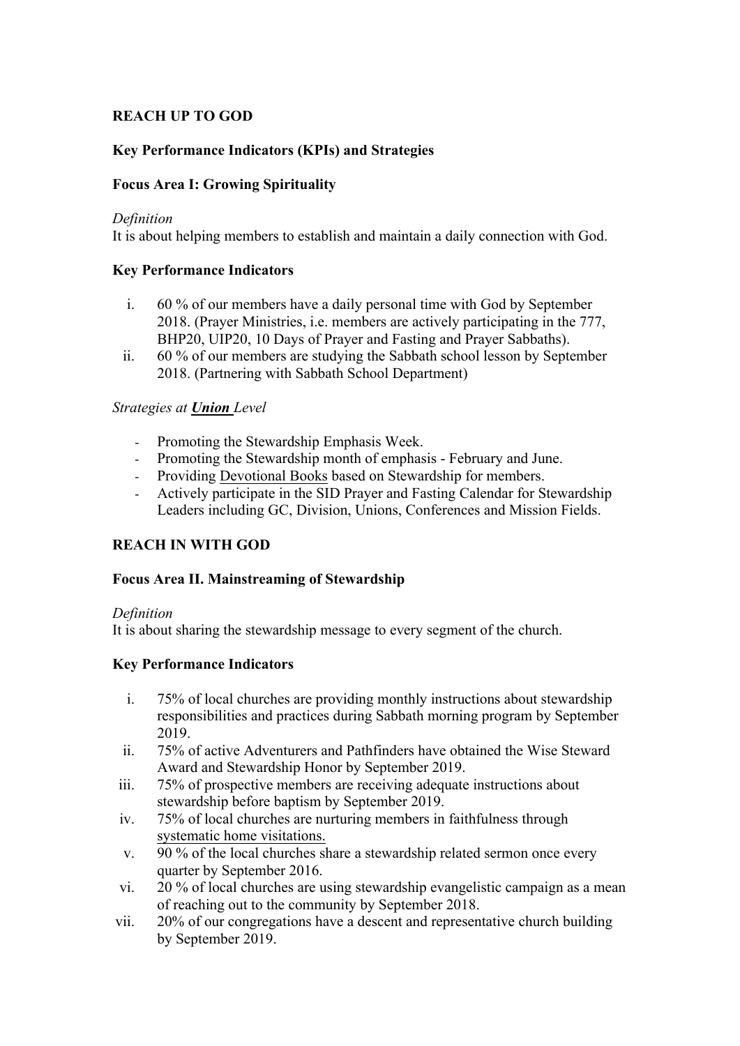**REACH UP TO GOD**

**Key Performance Indicators (KPIs) and Strategies**

**Focus Area I: Growing Spirituality**

*Definition*
It is about helping members to establish and maintain a daily connection with God.

**Key Performance Indicators**

i. 60 % of our members have a daily personal time with God by September 2018. (Prayer Ministries, i.e. members are actively participating in the 777, BHP20, UIP20, 10 Days of Prayer and Fasting and Prayer Sabbaths).
ii. 60 % of our members are studying the Sabbath school lesson by September 2018. (Partnering with Sabbath School Department)

*Strategies at **Union** Level*

- Promoting the Stewardship Emphasis Week.
- Promoting the Stewardship month of emphasis - February and June.
- Providing Devotional Books based on Stewardship for members.
- Actively participate in the SID Prayer and Fasting Calendar for Stewardship Leaders including GC, Division, Unions, Conferences and Mission Fields.

**REACH IN WITH GOD**

**Focus Area II. Mainstreaming of Stewardship**

*Definition*
It is about sharing the stewardship message to every segment of the church.

**Key Performance Indicators**

i. 75% of local churches are providing monthly instructions about stewardship responsibilities and practices during Sabbath morning program by September 2019.
ii. 75% of active Adventurers and Pathfinders have obtained the Wise Steward Award and Stewardship Honor by September 2019.
iii. 75% of prospective members are receiving adequate instructions about stewardship before baptism by September 2019.
iv. 75% of local churches are nurturing members in faithfulness through systematic home visitations.
v. 90 % of the local churches share a stewardship related sermon once every quarter by September 2016.
vi. 20 % of local churches are using stewardship evangelistic campaign as a mean of reaching out to the community by September 2018.
vii. 20% of our congregations have a descent and representative church building by September 2019.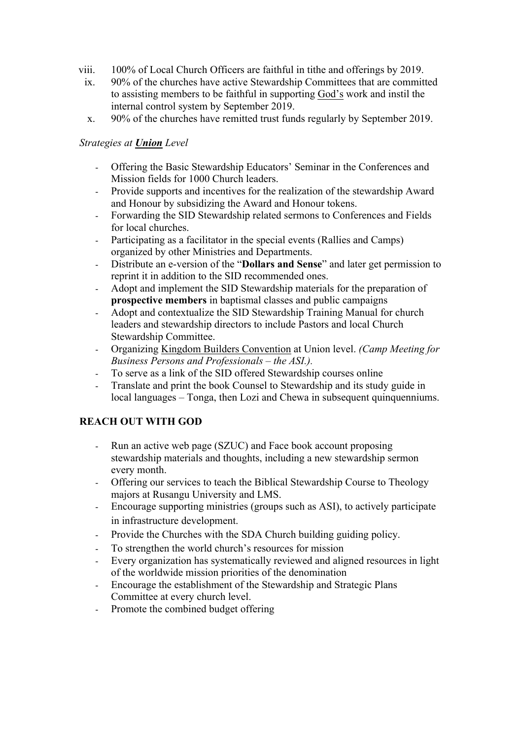viii. 100% of Local Church Officers are faithful in tithe and offerings by 2019.
ix. 90% of the churches have active Stewardship Committees that are committed to assisting members to be faithful in supporting <u>God's</u> work and instil the internal control system by September 2019.
x. 90% of the churches have remitted trust funds regularly by September 2019.

*Strategies at* ***<u>Union</u>*** *Level*

- Offering the Basic Stewardship Educators' Seminar in the Conferences and Mission fields for 1000 Church leaders.
- Provide supports and incentives for the realization of the stewardship Award and Honour by subsidizing the Award and Honour tokens.
- Forwarding the SID Stewardship related sermons to Conferences and Fields for local churches.
- Participating as a facilitator in the special events (Rallies and Camps) organized by other Ministries and Departments.
- Distribute an e-version of the "**Dollars and Sense**" and later get permission to reprint it in addition to the SID recommended ones.
- Adopt and implement the SID Stewardship materials for the preparation of **prospective members** in baptismal classes and public campaigns
- Adopt and contextualize the SID Stewardship Training Manual for church leaders and stewardship directors to include Pastors and local Church Stewardship Committee.
- Organizing <u>Kingdom Builders Convention</u> at Union level. *(Camp Meeting for Business Persons and Professionals – the ASI.).*
- To serve as a link of the SID offered Stewardship courses online
- Translate and print the book Counsel to Stewardship and its study guide in local languages – Tonga, then Lozi and Chewa in subsequent quinquenniums.

**REACH OUT WITH GOD**

- Run an active web page (SZUC) and Face book account proposing stewardship materials and thoughts, including a new stewardship sermon every month.
- Offering our services to teach the Biblical Stewardship Course to Theology majors at Rusangu University and LMS.
- Encourage supporting ministries (groups such as ASI), to actively participate in infrastructure development.
- Provide the Churches with the SDA Church building guiding policy.
- To strengthen the world church's resources for mission
- Every organization has systematically reviewed and aligned resources in light of the worldwide mission priorities of the denomination
- Encourage the establishment of the Stewardship and Strategic Plans Committee at every church level.
- Promote the combined budget offering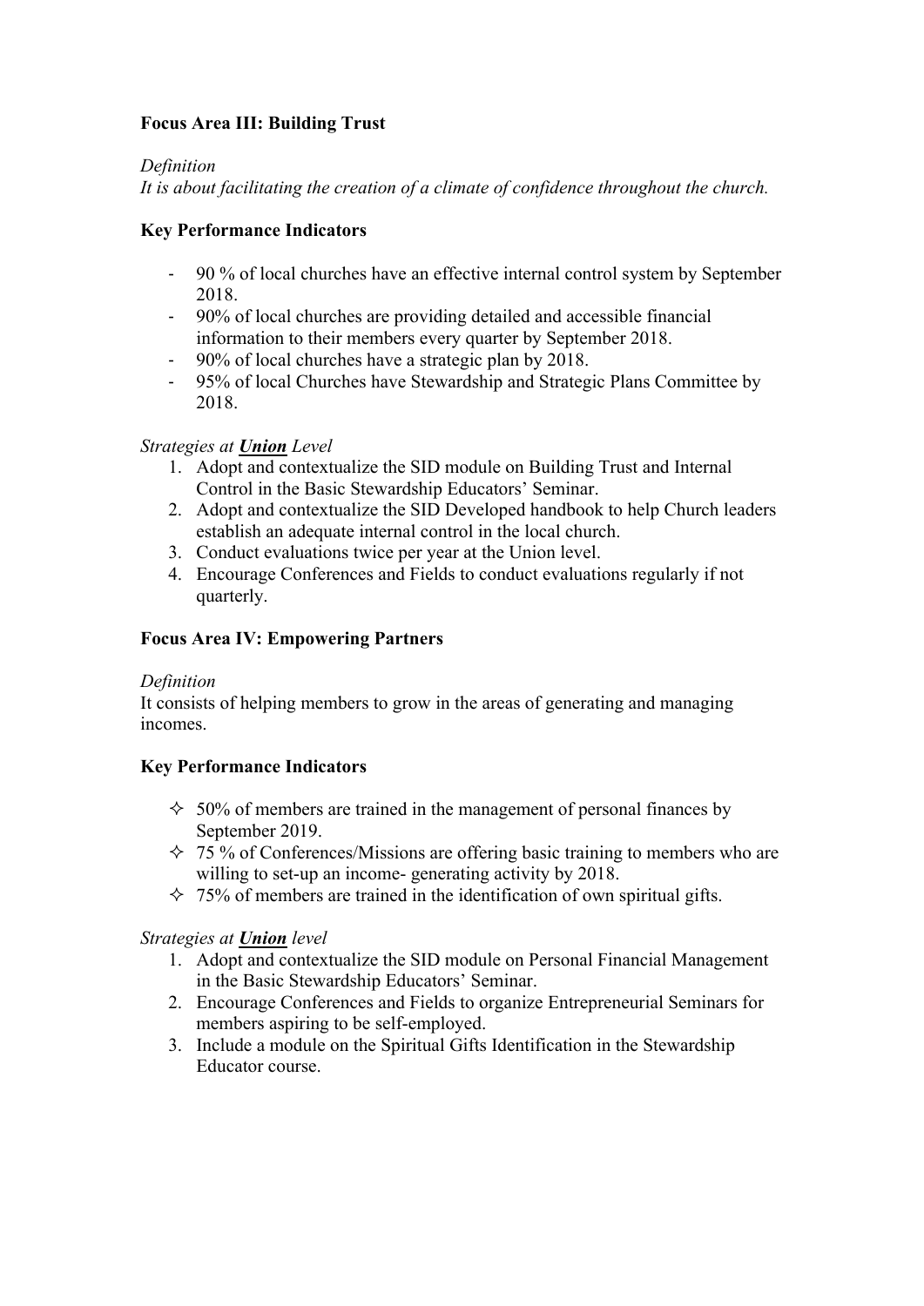**Focus Area III: Building Trust**

*Definition*
*It is about facilitating the creation of a climate of confidence throughout the church.*

**Key Performance Indicators**

- 90 % of local churches have an effective internal control system by September 2018.
- 90% of local churches are providing detailed and accessible financial information to their members every quarter by September 2018.
- 90% of local churches have a strategic plan by 2018.
- 95% of local Churches have Stewardship and Strategic Plans Committee by 2018.

*Strategies at **<u>Union</u>** Level*

1. Adopt and contextualize the SID module on Building Trust and Internal Control in the Basic Stewardship Educators' Seminar.
2. Adopt and contextualize the SID Developed handbook to help Church leaders establish an adequate internal control in the local church.
3. Conduct evaluations twice per year at the Union level.
4. Encourage Conferences and Fields to conduct evaluations regularly if not quarterly.

**Focus Area IV: Empowering Partners**

*Definition*
It consists of helping members to grow in the areas of generating and managing incomes.

**Key Performance Indicators**

- ✧ 50% of members are trained in the management of personal finances by September 2019.
- ✧ 75 % of Conferences/Missions are offering basic training to members who are willing to set-up an income- generating activity by 2018.
- ✧ 75% of members are trained in the identification of own spiritual gifts.

*Strategies at **<u>Union</u>** level*

1. Adopt and contextualize the SID module on Personal Financial Management in the Basic Stewardship Educators' Seminar.
2. Encourage Conferences and Fields to organize Entrepreneurial Seminars for members aspiring to be self-employed.
3. Include a module on the Spiritual Gifts Identification in the Stewardship Educator course.